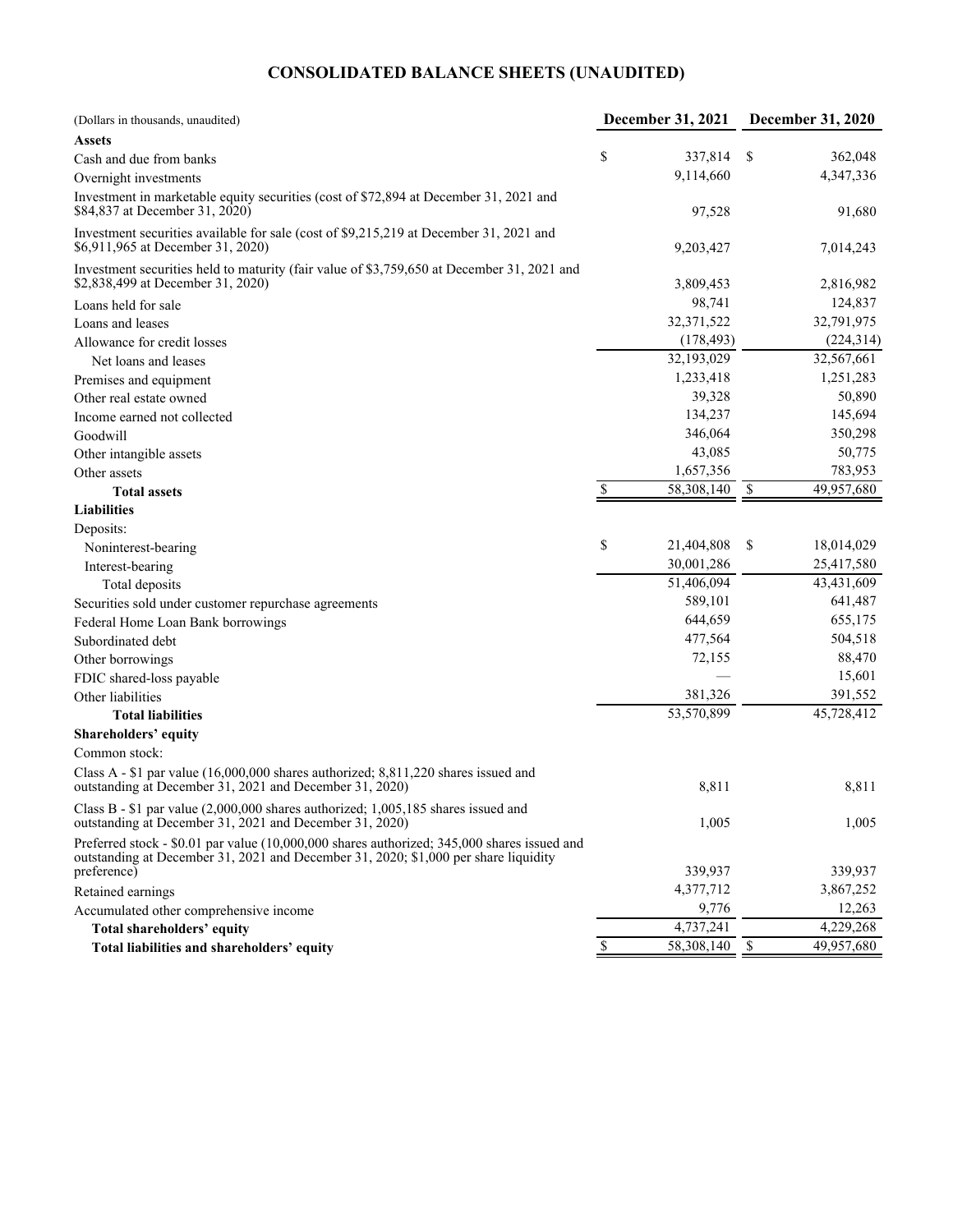# CONSOLIDATED BALANCE SHEETS (UNAUDITED)

| (Dollars in thousands, unaudited) | December 31, 2021 | December 31, 2020 |
|---|---|---|
| **Assets** | | |
| Cash and due from banks | $ 337,814 | $ 362,048 |
| Overnight investments | 9,114,660 | 4,347,336 |
| Investment in marketable equity securities (cost of $72,894 at December 31, 2021 and $84,837 at December 31, 2020) | 97,528 | 91,680 |
| Investment securities available for sale (cost of $9,215,219 at December 31, 2021 and $6,911,965 at December 31, 2020) | 9,203,427 | 7,014,243 |
| Investment securities held to maturity (fair value of $3,759,650 at December 31, 2021 and $2,838,499 at December 31, 2020) | 3,809,453 | 2,816,982 |
| Loans held for sale | 98,741 | 124,837 |
| Loans and leases | 32,371,522 | 32,791,975 |
| Allowance for credit losses | (178,493) | (224,314) |
| Net loans and leases | 32,193,029 | 32,567,661 |
| Premises and equipment | 1,233,418 | 1,251,283 |
| Other real estate owned | 39,328 | 50,890 |
| Income earned not collected | 134,237 | 145,694 |
| Goodwill | 346,064 | 350,298 |
| Other intangible assets | 43,085 | 50,775 |
| Other assets | 1,657,356 | 783,953 |
| **Total assets** | $ 58,308,140 | $ 49,957,680 |
| **Liabilities** | | |
| Deposits: | | |
| Noninterest-bearing | $ 21,404,808 | $ 18,014,029 |
| Interest-bearing | 30,001,286 | 25,417,580 |
| Total deposits | 51,406,094 | 43,431,609 |
| Securities sold under customer repurchase agreements | 589,101 | 641,487 |
| Federal Home Loan Bank borrowings | 644,659 | 655,175 |
| Subordinated debt | 477,564 | 504,518 |
| Other borrowings | 72,155 | 88,470 |
| FDIC shared-loss payable | — | 15,601 |
| Other liabilities | 381,326 | 391,552 |
| **Total liabilities** | 53,570,899 | 45,728,412 |
| **Shareholders' equity** | | |
| Common stock: | | |
| Class A - $1 par value (16,000,000 shares authorized; 8,811,220 shares issued and outstanding at December 31, 2021 and December 31, 2020) | 8,811 | 8,811 |
| Class B - $1 par value (2,000,000 shares authorized; 1,005,185 shares issued and outstanding at December 31, 2021 and December 31, 2020) | 1,005 | 1,005 |
| Preferred stock - $0.01 par value (10,000,000 shares authorized; 345,000 shares issued and outstanding at December 31, 2021 and December 31, 2020; $1,000 per share liquidity preference) | 339,937 | 339,937 |
| Retained earnings | 4,377,712 | 3,867,252 |
| Accumulated other comprehensive income | 9,776 | 12,263 |
| **Total shareholders' equity** | 4,737,241 | 4,229,268 |
| **Total liabilities and shareholders' equity** | $ 58,308,140 | $ 49,957,680 |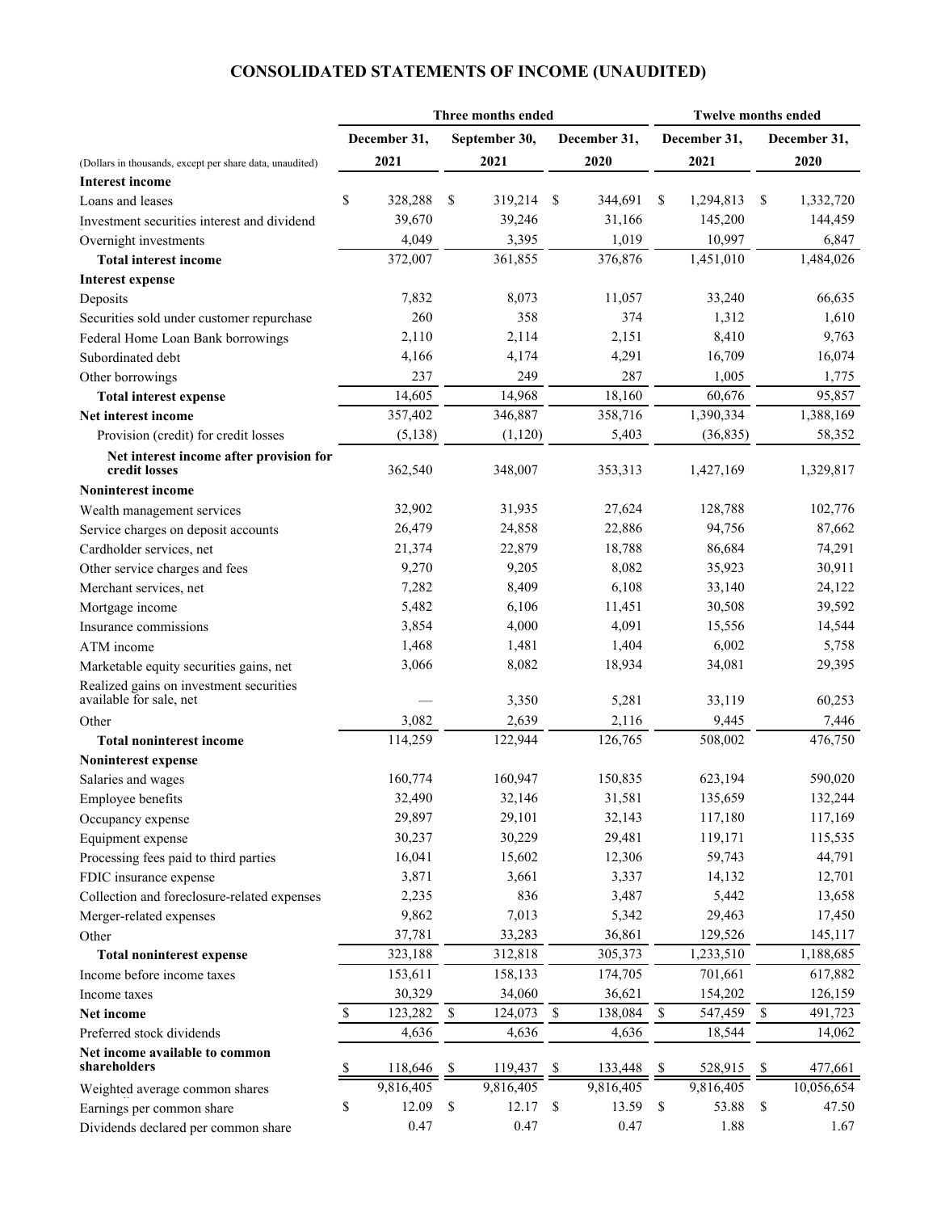# CONSOLIDATED STATEMENTS OF INCOME (UNAUDITED)

| (Dollars in thousands, except per share data, unaudited) | Three months ended December 31, 2021 | Three months ended September 30, 2021 | Three months ended December 31, 2020 | Twelve months ended December 31, 2021 | Twelve months ended December 31, 2020 |
|---|---|---|---|---|---|
| **Interest income** | | | | | |
| Loans and leases | $ 328,288 | $ 319,214 | $ 344,691 | $ 1,294,813 | $ 1,332,720 |
| Investment securities interest and dividend | 39,670 | 39,246 | 31,166 | 145,200 | 144,459 |
| Overnight investments | 4,049 | 3,395 | 1,019 | 10,997 | 6,847 |
| **Total interest income** | 372,007 | 361,855 | 376,876 | 1,451,010 | 1,484,026 |
| **Interest expense** | | | | | |
| Deposits | 7,832 | 8,073 | 11,057 | 33,240 | 66,635 |
| Securities sold under customer repurchase | 260 | 358 | 374 | 1,312 | 1,610 |
| Federal Home Loan Bank borrowings | 2,110 | 2,114 | 2,151 | 8,410 | 9,763 |
| Subordinated debt | 4,166 | 4,174 | 4,291 | 16,709 | 16,074 |
| Other borrowings | 237 | 249 | 287 | 1,005 | 1,775 |
| **Total interest expense** | 14,605 | 14,968 | 18,160 | 60,676 | 95,857 |
| **Net interest income** | 357,402 | 346,887 | 358,716 | 1,390,334 | 1,388,169 |
| Provision (credit) for credit losses | (5,138) | (1,120) | 5,403 | (36,835) | 58,352 |
| **Net interest income after provision for credit losses** | 362,540 | 348,007 | 353,313 | 1,427,169 | 1,329,817 |
| **Noninterest income** | | | | | |
| Wealth management services | 32,902 | 31,935 | 27,624 | 128,788 | 102,776 |
| Service charges on deposit accounts | 26,479 | 24,858 | 22,886 | 94,756 | 87,662 |
| Cardholder services, net | 21,374 | 22,879 | 18,788 | 86,684 | 74,291 |
| Other service charges and fees | 9,270 | 9,205 | 8,082 | 35,923 | 30,911 |
| Merchant services, net | 7,282 | 8,409 | 6,108 | 33,140 | 24,122 |
| Mortgage income | 5,482 | 6,106 | 11,451 | 30,508 | 39,592 |
| Insurance commissions | 3,854 | 4,000 | 4,091 | 15,556 | 14,544 |
| ATM income | 1,468 | 1,481 | 1,404 | 6,002 | 5,758 |
| Marketable equity securities gains, net | 3,066 | 8,082 | 18,934 | 34,081 | 29,395 |
| Realized gains on investment securities available for sale, net | — | 3,350 | 5,281 | 33,119 | 60,253 |
| Other | 3,082 | 2,639 | 2,116 | 9,445 | 7,446 |
| **Total noninterest income** | 114,259 | 122,944 | 126,765 | 508,002 | 476,750 |
| **Noninterest expense** | | | | | |
| Salaries and wages | 160,774 | 160,947 | 150,835 | 623,194 | 590,020 |
| Employee benefits | 32,490 | 32,146 | 31,581 | 135,659 | 132,244 |
| Occupancy expense | 29,897 | 29,101 | 32,143 | 117,180 | 117,169 |
| Equipment expense | 30,237 | 30,229 | 29,481 | 119,171 | 115,535 |
| Processing fees paid to third parties | 16,041 | 15,602 | 12,306 | 59,743 | 44,791 |
| FDIC insurance expense | 3,871 | 3,661 | 3,337 | 14,132 | 12,701 |
| Collection and foreclosure-related expenses | 2,235 | 836 | 3,487 | 5,442 | 13,658 |
| Merger-related expenses | 9,862 | 7,013 | 5,342 | 29,463 | 17,450 |
| Other | 37,781 | 33,283 | 36,861 | 129,526 | 145,117 |
| **Total noninterest expense** | 323,188 | 312,818 | 305,373 | 1,233,510 | 1,188,685 |
| Income before income taxes | 153,611 | 158,133 | 174,705 | 701,661 | 617,882 |
| Income taxes | 30,329 | 34,060 | 36,621 | 154,202 | 126,159 |
| **Net income** | $ 123,282 | $ 124,073 | $ 138,084 | $ 547,459 | $ 491,723 |
| Preferred stock dividends | 4,636 | 4,636 | 4,636 | 18,544 | 14,062 |
| **Net income available to common shareholders** | $ 118,646 | $ 119,437 | $ 133,448 | $ 528,915 | $ 477,661 |
| Weighted average common shares | 9,816,405 | 9,816,405 | 9,816,405 | 9,816,405 | 10,056,654 |
| Earnings per common share | $ 12.09 | $ 12.17 | $ 13.59 | $ 53.88 | $ 47.50 |
| Dividends declared per common share | 0.47 | 0.47 | 0.47 | 1.88 | 1.67 |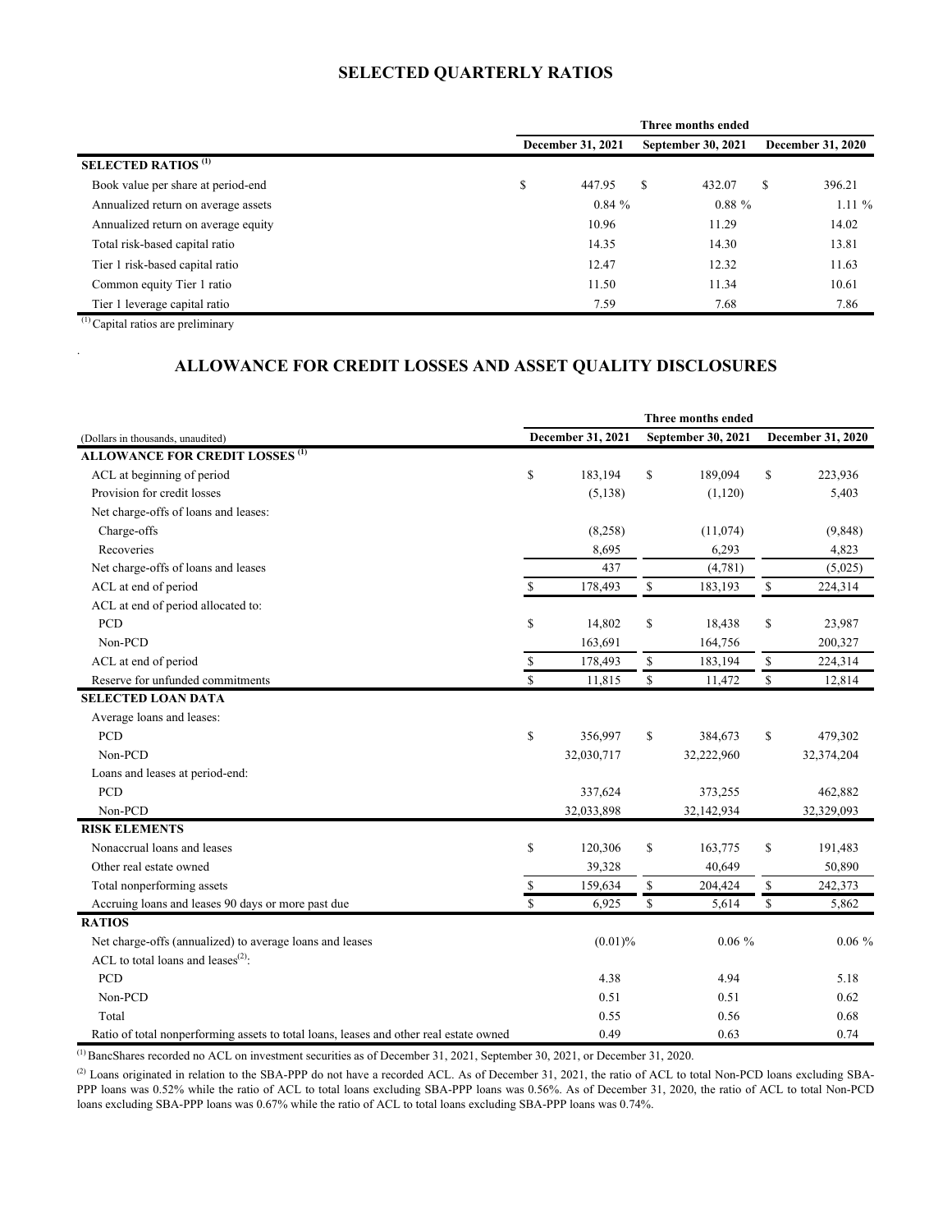# SELECTED QUARTERLY RATIOS

| | Three months ended | | |
|---|---|---|---|
| | December 31, 2021 | September 30, 2021 | December 31, 2020 |
| **SELECTED RATIOS** [(1)] | | | |
| Book value per share at period-end | $ 447.95 | $ 432.07 | $ 396.21 |
| Annualized return on average assets | 0.84 % | 0.88 % | 1.11 % |
| Annualized return on average equity | 10.96 | 11.29 | 14.02 |
| Total risk-based capital ratio | 14.35 | 14.30 | 13.81 |
| Tier 1 risk-based capital ratio | 12.47 | 12.32 | 11.63 |
| Common equity Tier 1 ratio | 11.50 | 11.34 | 10.61 |
| Tier 1 leverage capital ratio | 7.59 | 7.68 | 7.86 |

[(1)] Capital ratios are preliminary

# ALLOWANCE FOR CREDIT LOSSES AND ASSET QUALITY DISCLOSURES

| | Three months ended | | |
|---|---|---|---|
| (Dollars in thousands, unaudited) | December 31, 2021 | September 30, 2021 | December 31, 2020 |
| **ALLOWANCE FOR CREDIT LOSSES** [(1)] | | | |
| ACL at beginning of period | $ 183,194 | $ 189,094 | $ 223,936 |
| Provision for credit losses | (5,138) | (1,120) | 5,403 |
| Net charge-offs of loans and leases: | | | |
| Charge-offs | (8,258) | (11,074) | (9,848) |
| Recoveries | 8,695 | 6,293 | 4,823 |
| Net charge-offs of loans and leases | 437 | (4,781) | (5,025) |
| ACL at end of period | $ 178,493 | $ 183,193 | $ 224,314 |
| ACL at end of period allocated to: | | | |
| PCD | $ 14,802 | $ 18,438 | $ 23,987 |
| Non-PCD | 163,691 | 164,756 | 200,327 |
| ACL at end of period | $ 178,493 | $ 183,194 | $ 224,314 |
| Reserve for unfunded commitments | $ 11,815 | $ 11,472 | $ 12,814 |
| **SELECTED LOAN DATA** | | | |
| Average loans and leases: | | | |
| PCD | $ 356,997 | $ 384,673 | $ 479,302 |
| Non-PCD | 32,030,717 | 32,222,960 | 32,374,204 |
| Loans and leases at period-end: | | | |
| PCD | 337,624 | 373,255 | 462,882 |
| Non-PCD | 32,033,898 | 32,142,934 | 32,329,093 |
| **RISK ELEMENTS** | | | |
| Nonaccrual loans and leases | $ 120,306 | $ 163,775 | $ 191,483 |
| Other real estate owned | 39,328 | 40,649 | 50,890 |
| Total nonperforming assets | $ 159,634 | $ 204,424 | $ 242,373 |
| Accruing loans and leases 90 days or more past due | $ 6,925 | $ 5,614 | $ 5,862 |
| **RATIOS** | | | |
| Net charge-offs (annualized) to average loans and leases | (0.01)% | 0.06 % | 0.06 % |
| ACL to total loans and leases[(2)]: | | | |
| PCD | 4.38 | 4.94 | 5.18 |
| Non-PCD | 0.51 | 0.51 | 0.62 |
| Total | 0.55 | 0.56 | 0.68 |
| Ratio of total nonperforming assets to total loans, leases and other real estate owned | 0.49 | 0.63 | 0.74 |

[(1)] BancShares recorded no ACL on investment securities as of December 31, 2021, September 30, 2021, or December 31, 2020.

[(2)] Loans originated in relation to the SBA-PPP do not have a recorded ACL. As of December 31, 2021, the ratio of ACL to total Non-PCD loans excluding SBA-PPP loans was 0.52% while the ratio of ACL to total loans excluding SBA-PPP loans was 0.56%. As of December 31, 2020, the ratio of ACL to total Non-PCD loans excluding SBA-PPP loans was 0.67% while the ratio of ACL to total loans excluding SBA-PPP loans was 0.74%.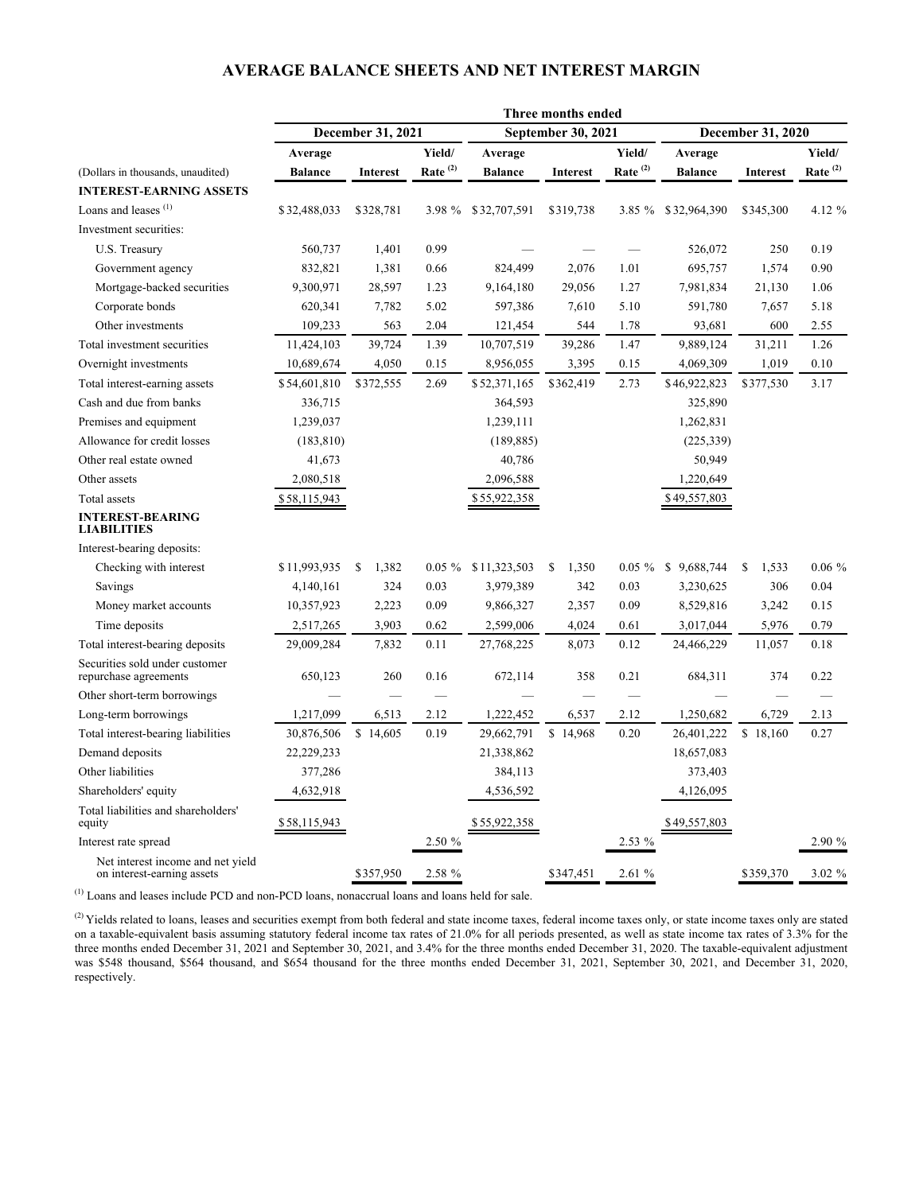# AVERAGE BALANCE SHEETS AND NET INTEREST MARGIN

| | Three months ended | | | | | | | | |
|---|---|---|---|---|---|---|---|---|---|
| | December 31, 2021 | | | September 30, 2021 | | | December 31, 2020 | | |
| (Dollars in thousands, unaudited) | Average Balance | Interest | Yield/ Rate [2] | Average Balance | Interest | Yield/ Rate [2] | Average Balance | Interest | Yield/ Rate [2] |
| **INTEREST-EARNING ASSETS** | | | | | | | | | |
| Loans and leases [1] | $32,488,033 | $328,781 | 3.98 % | $32,707,591 | $319,738 | 3.85 % | $32,964,390 | $345,300 | 4.12 % |
| Investment securities: | | | | | | | | | |
| U.S. Treasury | 560,737 | 1,401 | 0.99 | — | — | — | 526,072 | 250 | 0.19 |
| Government agency | 832,821 | 1,381 | 0.66 | 824,499 | 2,076 | 1.01 | 695,757 | 1,574 | 0.90 |
| Mortgage-backed securities | 9,300,971 | 28,597 | 1.23 | 9,164,180 | 29,056 | 1.27 | 7,981,834 | 21,130 | 1.06 |
| Corporate bonds | 620,341 | 7,782 | 5.02 | 597,386 | 7,610 | 5.10 | 591,780 | 7,657 | 5.18 |
| Other investments | 109,233 | 563 | 2.04 | 121,454 | 544 | 1.78 | 93,681 | 600 | 2.55 |
| Total investment securities | 11,424,103 | 39,724 | 1.39 | 10,707,519 | 39,286 | 1.47 | 9,889,124 | 31,211 | 1.26 |
| Overnight investments | 10,689,674 | 4,050 | 0.15 | 8,956,055 | 3,395 | 0.15 | 4,069,309 | 1,019 | 0.10 |
| Total interest-earning assets | $54,601,810 | $372,555 | 2.69 | $52,371,165 | $362,419 | 2.73 | $46,922,823 | $377,530 | 3.17 |
| Cash and due from banks | 336,715 | | | 364,593 | | | 325,890 | | |
| Premises and equipment | 1,239,037 | | | 1,239,111 | | | 1,262,831 | | |
| Allowance for credit losses | (183,810) | | | (189,885) | | | (225,339) | | |
| Other real estate owned | 41,673 | | | 40,786 | | | 50,949 | | |
| Other assets | 2,080,518 | | | 2,096,588 | | | 1,220,649 | | |
| Total assets | $58,115,943 | | | $55,922,358 | | | $49,557,803 | | |
| **INTEREST-BEARING LIABILITIES** | | | | | | | | | |
| Interest-bearing deposits: | | | | | | | | | |
| Checking with interest | $11,993,935 | $ 1,382 | 0.05 % | $11,323,503 | $ 1,350 | 0.05 % | $ 9,688,744 | $ 1,533 | 0.06 % |
| Savings | 4,140,161 | 324 | 0.03 | 3,979,389 | 342 | 0.03 | 3,230,625 | 306 | 0.04 |
| Money market accounts | 10,357,923 | 2,223 | 0.09 | 9,866,327 | 2,357 | 0.09 | 8,529,816 | 3,242 | 0.15 |
| Time deposits | 2,517,265 | 3,903 | 0.62 | 2,599,006 | 4,024 | 0.61 | 3,017,044 | 5,976 | 0.79 |
| Total interest-bearing deposits | 29,009,284 | 7,832 | 0.11 | 27,768,225 | 8,073 | 0.12 | 24,466,229 | 11,057 | 0.18 |
| Securities sold under customer repurchase agreements | 650,123 | 260 | 0.16 | 672,114 | 358 | 0.21 | 684,311 | 374 | 0.22 |
| Other short-term borrowings | — | — | — | — | — | — | — | — | — |
| Long-term borrowings | 1,217,099 | 6,513 | 2.12 | 1,222,452 | 6,537 | 2.12 | 1,250,682 | 6,729 | 2.13 |
| Total interest-bearing liabilities | 30,876,506 | $ 14,605 | 0.19 | 29,662,791 | $ 14,968 | 0.20 | 26,401,222 | $ 18,160 | 0.27 |
| Demand deposits | 22,229,233 | | | 21,338,862 | | | 18,657,083 | | |
| Other liabilities | 377,286 | | | 384,113 | | | 373,403 | | |
| Shareholders' equity | 4,632,918 | | | 4,536,592 | | | 4,126,095 | | |
| Total liabilities and shareholders' equity | $58,115,943 | | | $55,922,358 | | | $49,557,803 | | |
| Interest rate spread | | | 2.50 % | | | 2.53 % | | | 2.90 % |
| Net interest income and net yield on interest-earning assets | | $357,950 | 2.58 % | | $347,451 | 2.61 % | | $359,370 | 3.02 % |

[1] Loans and leases include PCD and non-PCD loans, nonaccrual loans and loans held for sale.

[2] Yields related to loans, leases and securities exempt from both federal and state income taxes, federal income taxes only, or state income taxes only are stated on a taxable-equivalent basis assuming statutory federal income tax rates of 21.0% for all periods presented, as well as state income tax rates of 3.3% for the three months ended December 31, 2021 and September 30, 2021, and 3.4% for the three months ended December 31, 2020. The taxable-equivalent adjustment was $548 thousand, $564 thousand, and $654 thousand for the three months ended December 31, 2021, September 30, 2021, and December 31, 2020, respectively.